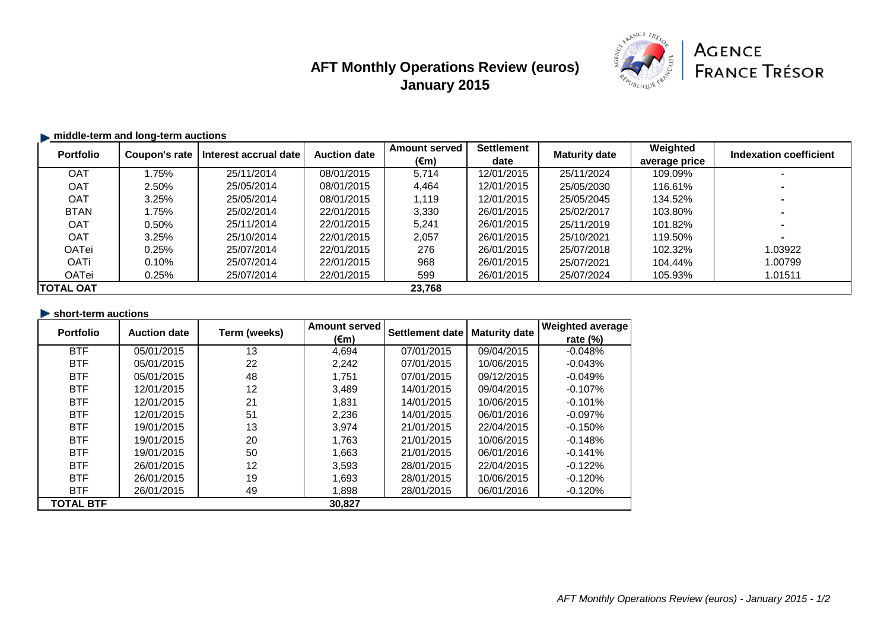# AFT Monthly Operations Review (euros)
## January 2015

AGENCE FRANCE TRÉSOR

### middle-term and long-term auctions

| Portfolio | Coupon's rate | Interest accrual date | Auction date | Amount served (€m) | Settlement date | Maturity date | Weighted average price | Indexation coefficient |
|---|---|---|---|---|---|---|---|---|
| OAT | 1.75% | 25/11/2014 | 08/01/2015 | 5,714 | 12/01/2015 | 25/11/2024 | 109.09% | - |
| OAT | 2.50% | 25/05/2014 | 08/01/2015 | 4,464 | 12/01/2015 | 25/05/2030 | 116.61% | - |
| OAT | 3.25% | 25/05/2014 | 08/01/2015 | 1,119 | 12/01/2015 | 25/05/2045 | 134.52% | - |
| BTAN | 1.75% | 25/02/2014 | 22/01/2015 | 3,330 | 26/01/2015 | 25/02/2017 | 103.80% | - |
| OAT | 0.50% | 25/11/2014 | 22/01/2015 | 5,241 | 26/01/2015 | 25/11/2019 | 101.82% | - |
| OAT | 3.25% | 25/10/2014 | 22/01/2015 | 2,057 | 26/01/2015 | 25/10/2021 | 119.50% | - |
| OATei | 0.25% | 25/07/2014 | 22/01/2015 | 276 | 26/01/2015 | 25/07/2018 | 102.32% | 1.03922 |
| OATi | 0.10% | 25/07/2014 | 22/01/2015 | 968 | 26/01/2015 | 25/07/2021 | 104.44% | 1.00799 |
| OATei | 0.25% | 25/07/2014 | 22/01/2015 | 599 | 26/01/2015 | 25/07/2024 | 105.93% | 1.01511 |
| **TOTAL OAT** | | | | **23,768** | | | | |

### short-term auctions

| Portfolio | Auction date | Term (weeks) | Amount served (€m) | Settlement date | Maturity date | Weighted average rate (%) |
|---|---|---|---|---|---|---|
| BTF | 05/01/2015 | 13 | 4,694 | 07/01/2015 | 09/04/2015 | -0.048% |
| BTF | 05/01/2015 | 22 | 2,242 | 07/01/2015 | 10/06/2015 | -0.043% |
| BTF | 05/01/2015 | 48 | 1,751 | 07/01/2015 | 09/12/2015 | -0.049% |
| BTF | 12/01/2015 | 12 | 3,489 | 14/01/2015 | 09/04/2015 | -0.107% |
| BTF | 12/01/2015 | 21 | 1,831 | 14/01/2015 | 10/06/2015 | -0.101% |
| BTF | 12/01/2015 | 51 | 2,236 | 14/01/2015 | 06/01/2016 | -0.097% |
| BTF | 19/01/2015 | 13 | 3,974 | 21/01/2015 | 22/04/2015 | -0.150% |
| BTF | 19/01/2015 | 20 | 1,763 | 21/01/2015 | 10/06/2015 | -0.148% |
| BTF | 19/01/2015 | 50 | 1,663 | 21/01/2015 | 06/01/2016 | -0.141% |
| BTF | 26/01/2015 | 12 | 3,593 | 28/01/2015 | 22/04/2015 | -0.122% |
| BTF | 26/01/2015 | 19 | 1,693 | 28/01/2015 | 10/06/2015 | -0.120% |
| BTF | 26/01/2015 | 49 | 1,898 | 28/01/2015 | 06/01/2016 | -0.120% |
| **TOTAL BTF** | | | **30,827** | | | |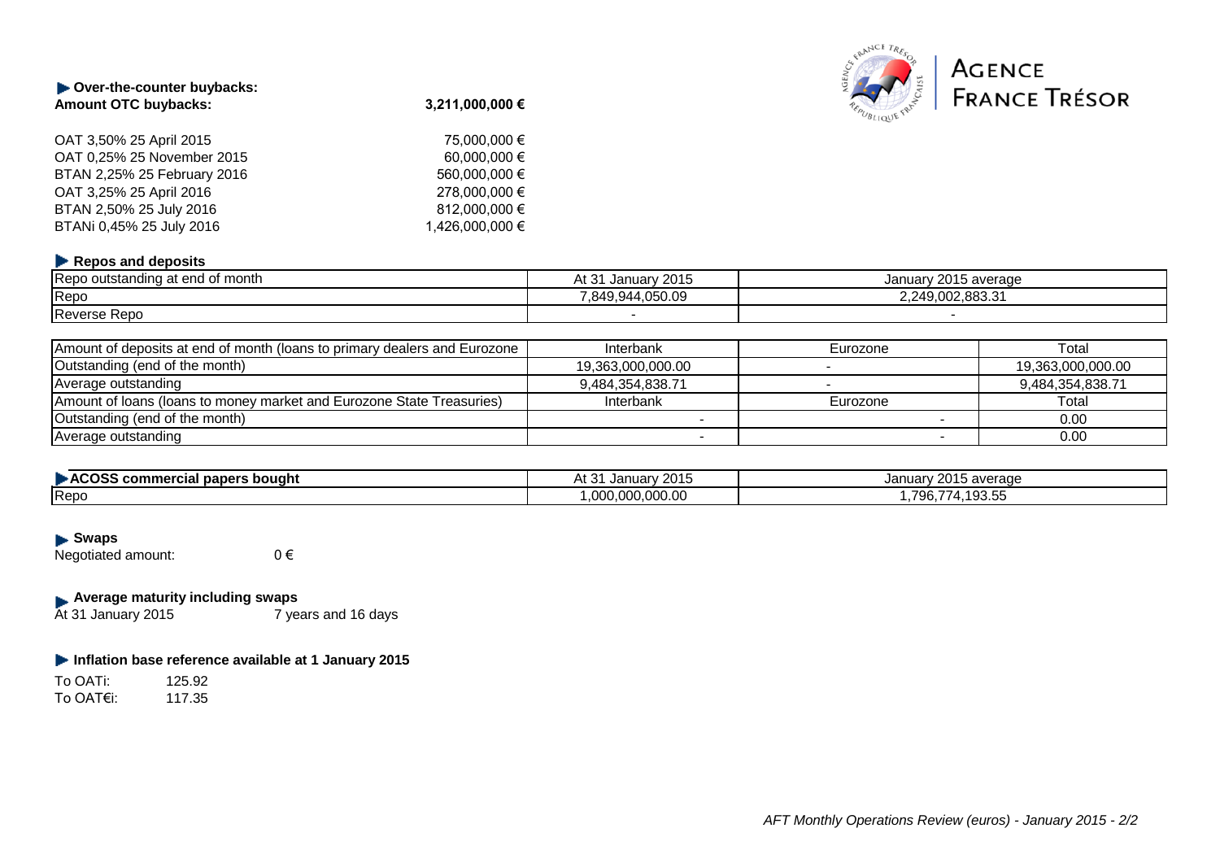### Over-the-counter buybacks:

| | |
|---|---|
| **Amount OTC buybacks:** | **3,211,000,000 €** |
| OAT 3,50% 25 April 2015 | 75,000,000 € |
| OAT 0,25% 25 November 2015 | 60,000,000 € |
| BTAN 2,25% 25 February 2016 | 560,000,000 € |
| OAT 3,25% 25 April 2016 | 278,000,000 € |
| BTAN 2,50% 25 July 2016 | 812,000,000 € |
| BTANi 0,45% 25 July 2016 | 1,426,000,000 € |

### Repos and deposits

| Repo outstanding at end of month | At 31 January 2015 | January 2015 average |
|---|---|---|
| Repo | 7,849,944,050.09 | 2,249,002,883.31 |
| Reverse Repo | - | - |

| Amount of deposits at end of month (loans to primary dealers and Eurozone | Interbank | Eurozone | Total |
|---|---|---|---|
| Outstanding (end of the month) | 19,363,000,000.00 | - | 19,363,000,000.00 |
| Average outstanding | 9,484,354,838.71 | - | 9,484,354,838.71 |
| Amount of loans (loans to money market and Eurozone State Treasuries) | Interbank | Eurozone | Total |
| Outstanding (end of the month) | - | - | 0.00 |
| Average outstanding | - | - | 0.00 |

| **ACOSS commercial papers bought** | At 31 January 2015 | January 2015 average |
|---|---|---|
| Repo | 1,000,000,000.00 | 1,796,774,193.55 |

### Swaps

Negotiated amount: 0 €

### Average maturity including swaps

At 31 January 2015 7 years and 16 days

### Inflation base reference available at 1 January 2015

To OATi: 125.92

To OAT€i: 117.35